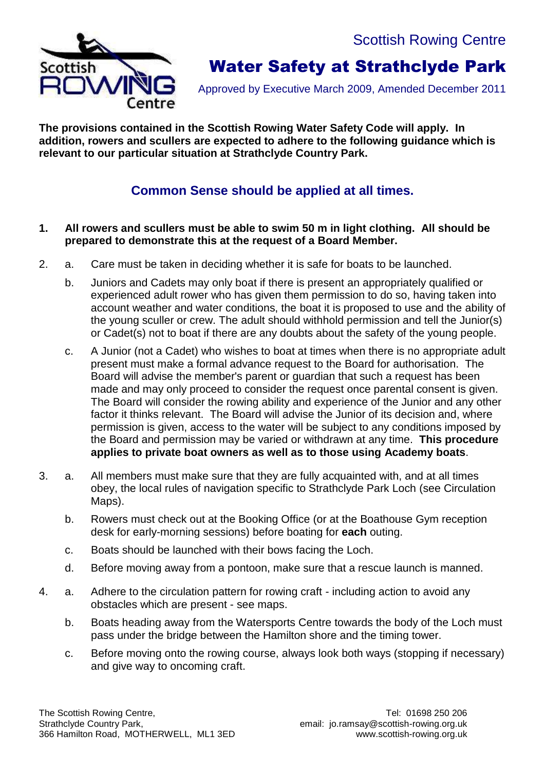Scottish Rowing Centre

# Water Safety at Strathclyde Park

Approved by Executive March 2009, Amended December 2011

**The provisions contained in the Scottish Rowing Water Safety Code will apply. In addition, rowers and scullers are expected to adhere to the following guidance which is relevant to our particular situation at Strathclyde Country Park.**

## Common Sense should be applied at all times.

1. **All rowers and scullers must be able to swim 50 m in light clothing. All should be prepared to demonstrate this at the request of a Board Member.**

2. a. Care must be taken in deciding whether it is safe for boats to be launched.

   b. Juniors and Cadets may only boat if there is present an appropriately qualified or experienced adult rower who has given them permission to do so, having taken into account weather and water conditions, the boat it is proposed to use and the ability of the young sculler or crew. The adult should withhold permission and tell the Junior(s) or Cadet(s) not to boat if there are any doubts about the safety of the young people.

   c. A Junior (not a Cadet) who wishes to boat at times when there is no appropriate adult present must make a formal advance request to the Board for authorisation. The Board will advise the member's parent or guardian that such a request has been made and may only proceed to consider the request once parental consent is given. The Board will consider the rowing ability and experience of the Junior and any other factor it thinks relevant. The Board will advise the Junior of its decision and, where permission is given, access to the water will be subject to any conditions imposed by the Board and permission may be varied or withdrawn at any time. **This procedure applies to private boat owners as well as to those using Academy boats**.

3. a. All members must make sure that they are fully acquainted with, and at all times obey, the local rules of navigation specific to Strathclyde Park Loch (see Circulation Maps).

   b. Rowers must check out at the Booking Office (or at the Boathouse Gym reception desk for early-morning sessions) before boating for **each** outing.

   c. Boats should be launched with their bows facing the Loch.

   d. Before moving away from a pontoon, make sure that a rescue launch is manned.

4. a. Adhere to the circulation pattern for rowing craft - including action to avoid any obstacles which are present - see maps.

   b. Boats heading away from the Watersports Centre towards the body of the Loch must pass under the bridge between the Hamilton shore and the timing tower.

   c. Before moving onto the rowing course, always look both ways (stopping if necessary) and give way to oncoming craft.

The Scottish Rowing Centre,
Strathclyde Country Park,
366 Hamilton Road, MOTHERWELL, ML1 3ED

Tel: 01698 250 206
email: jo.ramsay@scottish-rowing.org.uk
www.scottish-rowing.org.uk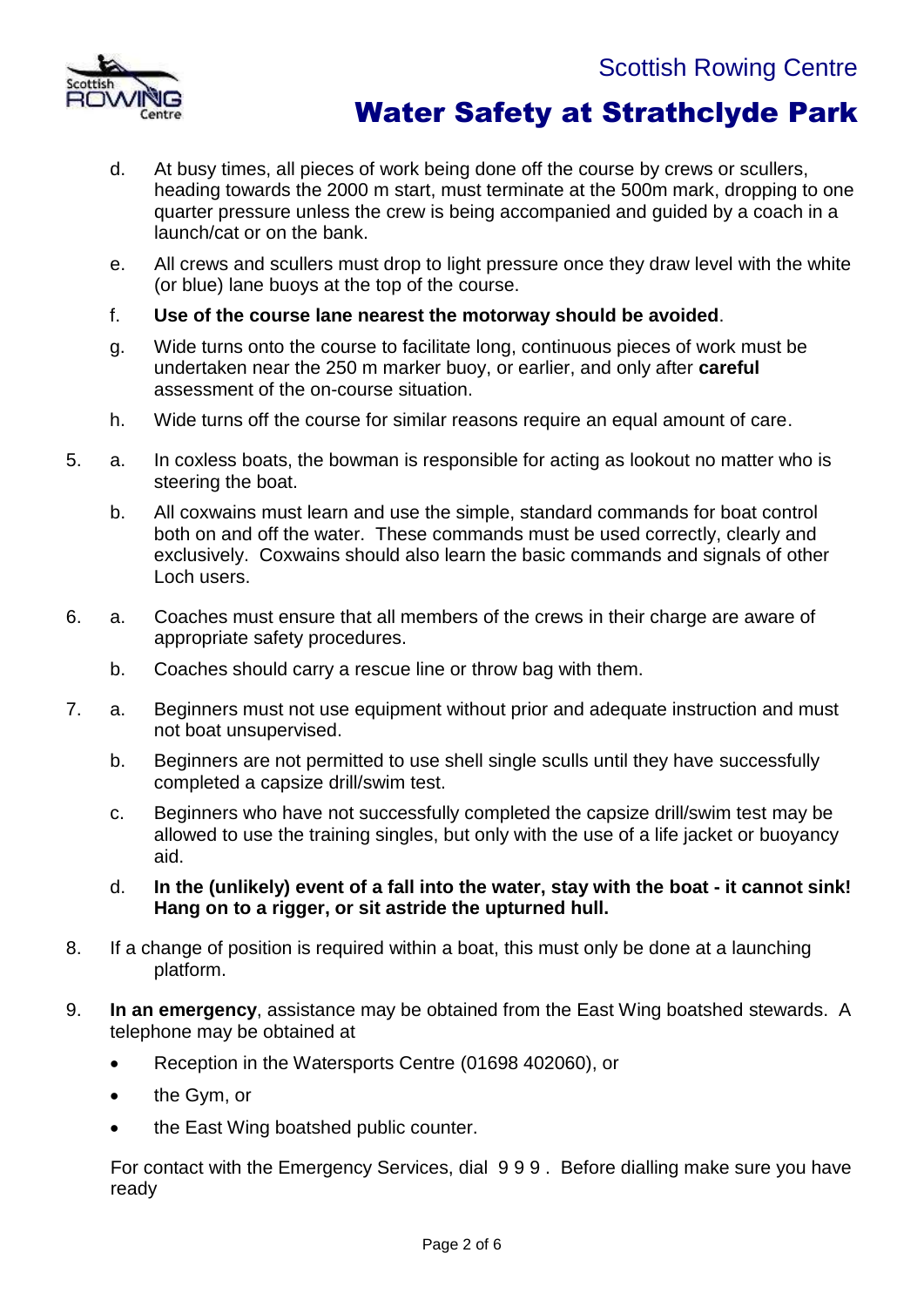d. At busy times, all pieces of work being done off the course by crews or scullers, heading towards the 2000 m start, must terminate at the 500m mark, dropping to one quarter pressure unless the crew is being accompanied and guided by a coach in a launch/cat or on the bank.

e. All crews and scullers must drop to light pressure once they draw level with the white (or blue) lane buoys at the top of the course.

f. **Use of the course lane nearest the motorway should be avoided**.

g. Wide turns onto the course to facilitate long, continuous pieces of work must be undertaken near the 250 m marker buoy, or earlier, and only after **careful** assessment of the on-course situation.

h. Wide turns off the course for similar reasons require an equal amount of care.

5. a. In coxless boats, the bowman is responsible for acting as lookout no matter who is steering the boat.

   b. All coxwains must learn and use the simple, standard commands for boat control both on and off the water. These commands must be used correctly, clearly and exclusively. Coxwains should also learn the basic commands and signals of other Loch users.

6. a. Coaches must ensure that all members of the crews in their charge are aware of appropriate safety procedures.

   b. Coaches should carry a rescue line or throw bag with them.

7. a. Beginners must not use equipment without prior and adequate instruction and must not boat unsupervised.

   b. Beginners are not permitted to use shell single sculls until they have successfully completed a capsize drill/swim test.

   c. Beginners who have not successfully completed the capsize drill/swim test may be allowed to use the training singles, but only with the use of a life jacket or buoyancy aid.

   d. **In the (unlikely) event of a fall into the water, stay with the boat - it cannot sink! Hang on to a rigger, or sit astride the upturned hull.**

8. If a change of position is required within a boat, this must only be done at a launching platform.

9. **In an emergency**, assistance may be obtained from the East Wing boatshed stewards. A telephone may be obtained at

   - Reception in the Watersports Centre (01698 402060), or
   - the Gym, or
   - the East Wing boatshed public counter.

   For contact with the Emergency Services, dial 9 9 9 . Before dialling make sure you have ready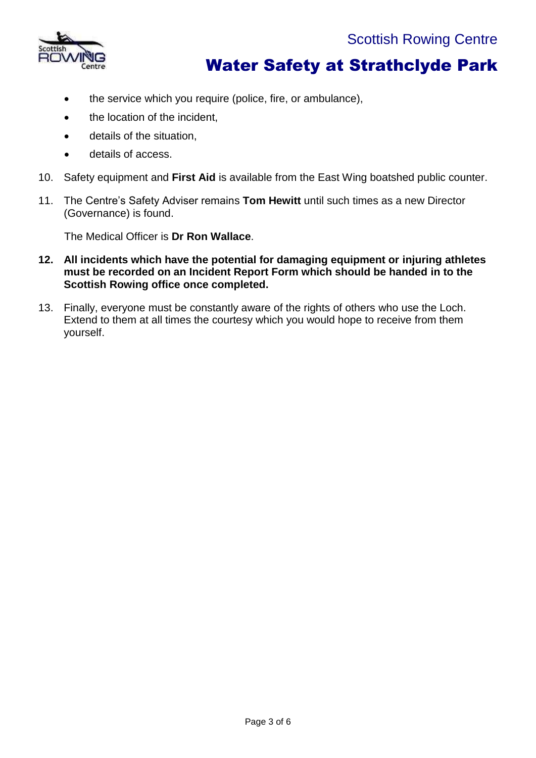- the service which you require (police, fire, or ambulance),
- the location of the incident,
- details of the situation,
- details of access.

10. Safety equipment and **First Aid** is available from the East Wing boatshed public counter.

11. The Centre's Safety Adviser remains **Tom Hewitt** until such times as a new Director (Governance) is found.

    The Medical Officer is **Dr Ron Wallace**.

12. **All incidents which have the potential for damaging equipment or injuring athletes must be recorded on an Incident Report Form which should be handed in to the Scottish Rowing office once completed.**

13. Finally, everyone must be constantly aware of the rights of others who use the Loch. Extend to them at all times the courtesy which you would hope to receive from them yourself.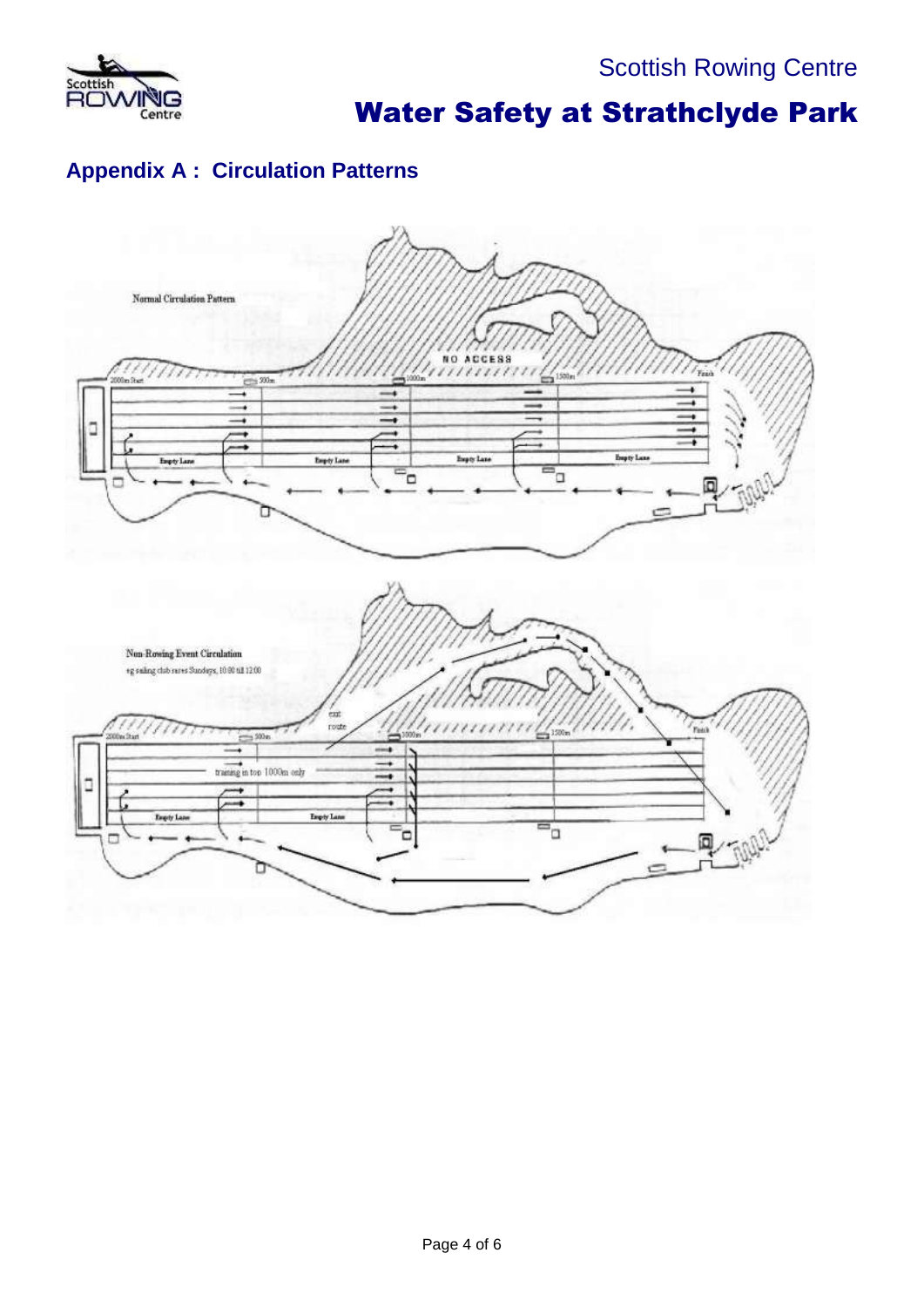## Appendix A : Circulation Patterns

Normal Circulation Pattern

2000m Start

500m

1000m

NO ACCESS

1500m

Finish

Empty Lane

Empty Lane

Empty Lane

Empty Lane

Non-Rowing Event Circulation

eg sailing club races Sundays, 10:00 till 12:00

exit route

2000m Start

500m

1000m

1500m

Finish

training in top 1000m only

Empty Lane

Empty Lane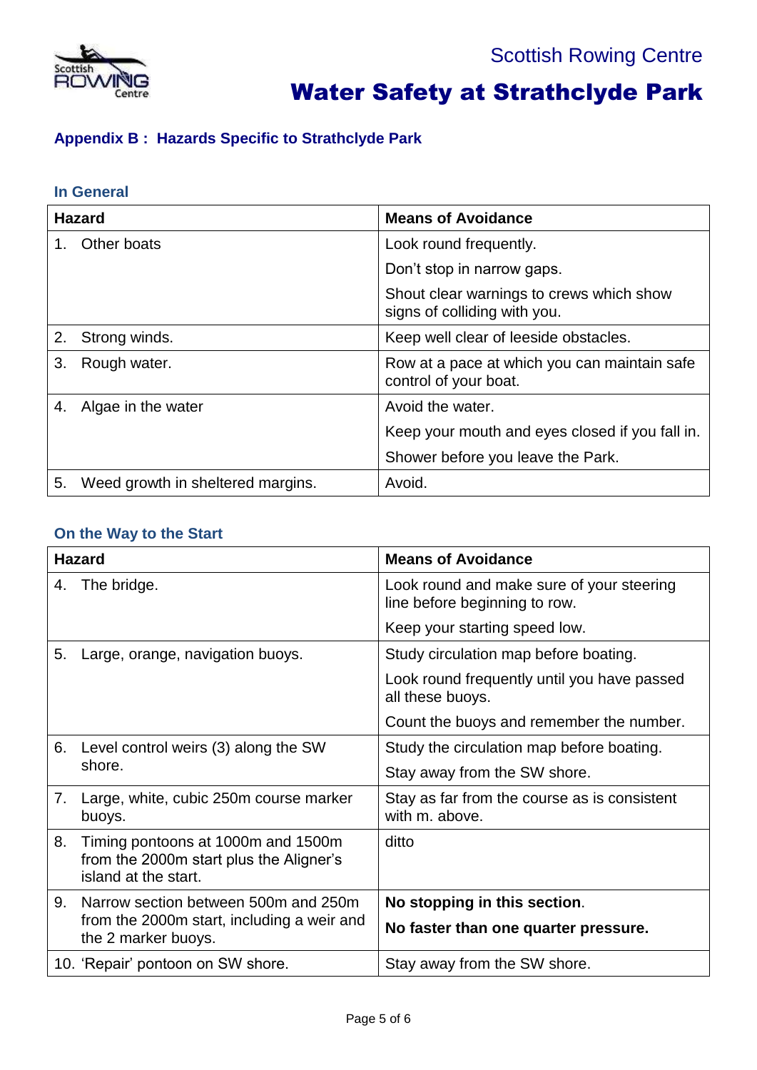Scottish Rowing Centre

# Water Safety at Strathclyde Park

## Appendix B : Hazards Specific to Strathclyde Park

### In General

| Hazard | Means of Avoidance |
|---|---|
| 1. Other boats | Look round frequently.<br>Don't stop in narrow gaps.<br>Shout clear warnings to crews which show signs of colliding with you. |
| 2. Strong winds. | Keep well clear of leeside obstacles. |
| 3. Rough water. | Row at a pace at which you can maintain safe control of your boat. |
| 4. Algae in the water | Avoid the water.<br>Keep your mouth and eyes closed if you fall in.<br>Shower before you leave the Park. |
| 5. Weed growth in sheltered margins. | Avoid. |

### On the Way to the Start

| Hazard | Means of Avoidance |
|---|---|
| 4. The bridge. | Look round and make sure of your steering line before beginning to row.<br>Keep your starting speed low. |
| 5. Large, orange, navigation buoys. | Study circulation map before boating.<br>Look round frequently until you have passed all these buoys.<br>Count the buoys and remember the number. |
| 6. Level control weirs (3) along the SW shore. | Study the circulation map before boating.<br>Stay away from the SW shore. |
| 7. Large, white, cubic 250m course marker buoys. | Stay as far from the course as is consistent with m. above. |
| 8. Timing pontoons at 1000m and 1500m from the 2000m start plus the Aligner's island at the start. | ditto |
| 9. Narrow section between 500m and 250m from the 2000m start, including a weir and the 2 marker buoys. | **No stopping in this section**.<br>**No faster than one quarter pressure.** |
| 10. 'Repair' pontoon on SW shore. | Stay away from the SW shore. |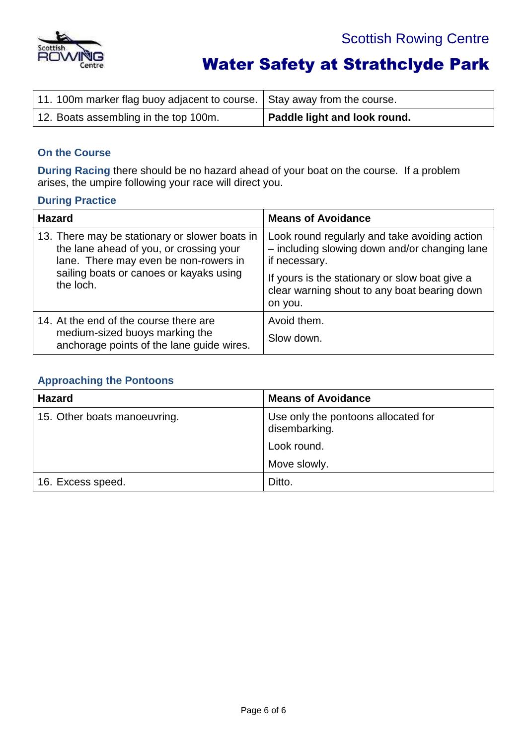| | |
|---|---|
| 11. 100m marker flag buoy adjacent to course. | Stay away from the course. |
| 12. Boats assembling in the top 100m. | **Paddle light and look round.** |

### On the Course

**During Racing** there should be no hazard ahead of your boat on the course. If a problem arises, the umpire following your race will direct you.

### During Practice

| Hazard | Means of Avoidance |
|---|---|
| 13. There may be stationary or slower boats in the lane ahead of you, or crossing your lane. There may even be non-rowers in sailing boats or canoes or kayaks using the loch. | Look round regularly and take avoiding action – including slowing down and/or changing lane if necessary.<br>If yours is the stationary or slow boat give a clear warning shout to any boat bearing down on you. |
| 14. At the end of the course there are medium-sized buoys marking the anchorage points of the lane guide wires. | Avoid them.<br>Slow down. |

### Approaching the Pontoons

| Hazard | Means of Avoidance |
|---|---|
| 15. Other boats manoeuvring. | Use only the pontoons allocated for disembarking.<br>Look round.<br>Move slowly. |
| 16. Excess speed. | Ditto. |